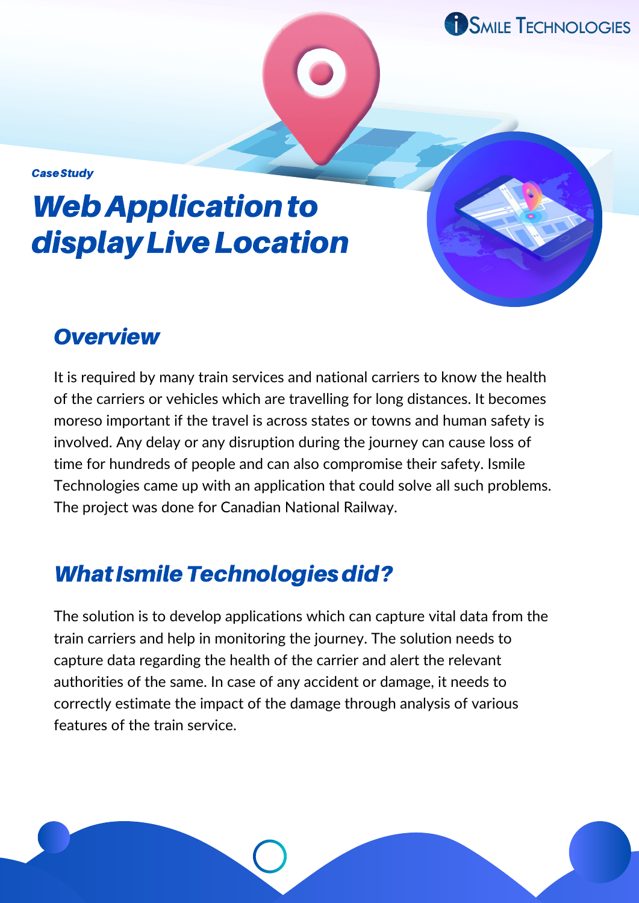*Case Study*

# Web Application to display Live Location

## Overview

It is required by many train services and national carriers to know the health of the carriers or vehicles which are travelling for long distances. It becomes moreso important if the travel is across states or towns and human safety is involved. Any delay or any disruption during the journey can cause loss of time for hundreds of people and can also compromise their safety. Ismile Technologies came up with an application that could solve all such problems. The project was done for Canadian National Railway.

## What Ismile Technologies did?

The solution is to develop applications which can capture vital data from the train carriers and help in monitoring the journey. The solution needs to capture data regarding the health of the carrier and alert the relevant authorities of the same. In case of any accident or damage, it needs to correctly estimate the impact of the damage through analysis of various features of the train service.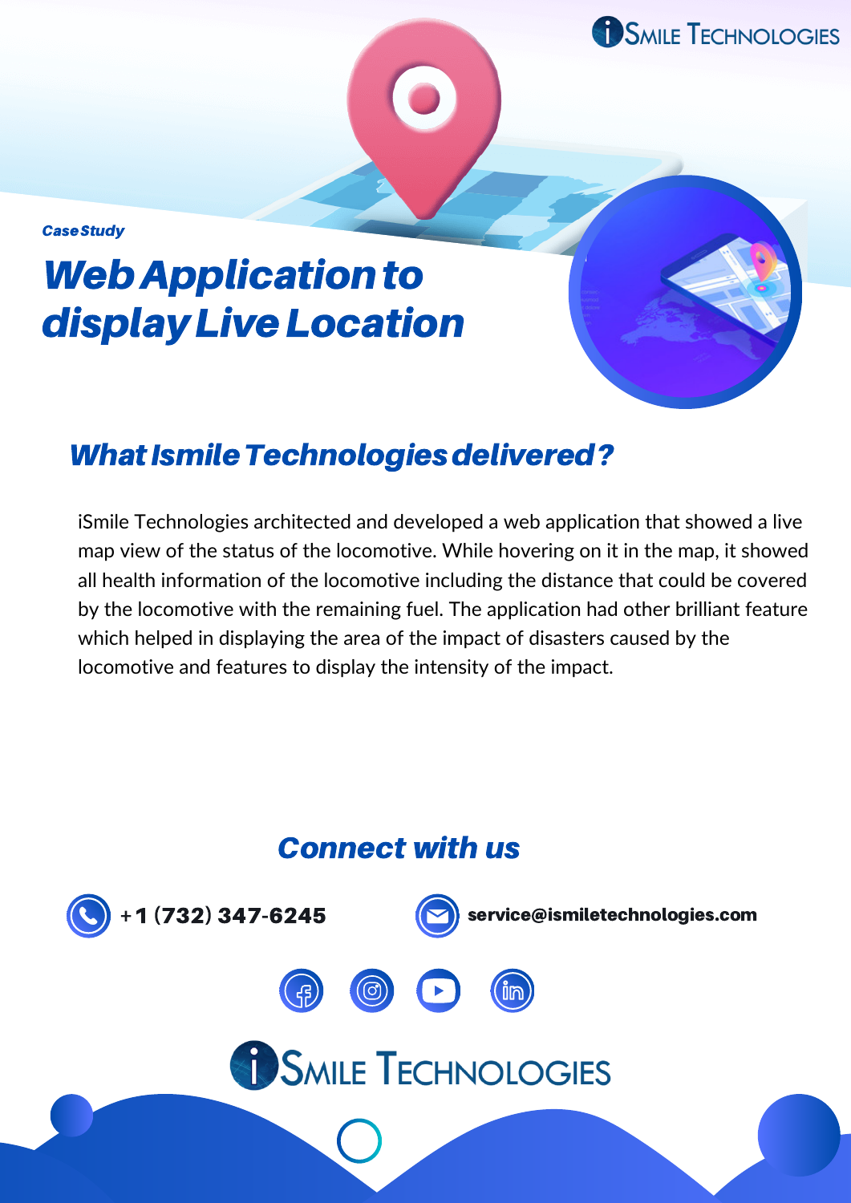*Case Study*

# Web Application to display Live Location

## What Ismile Technologies delivered?

iSmile Technologies architected and developed a web application that showed a live map view of the status of the locomotive. While hovering on it in the map, it showed all health information of the locomotive including the distance that could be covered by the locomotive with the remaining fuel. The application had other brilliant feature which helped in displaying the area of the impact of disasters caused by the locomotive and features to display the intensity of the impact.

## Connect with us

**+1 (732) 347-6245**

**service@ismiletechnologies.com**

iSmile Technologies